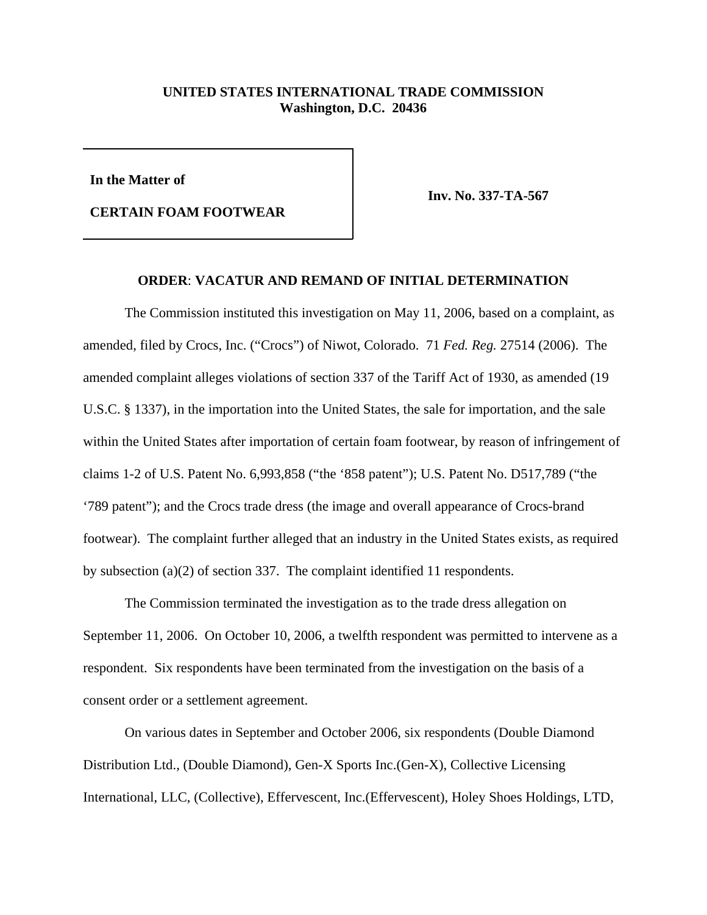**UNITED STATES INTERNATIONAL TRADE COMMISSION**
**Washington, D.C. 20436**

| | |
|---|---|
| **In the Matter of**<br><br>**CERTAIN FOAM FOOTWEAR** | **Inv. No. 337-TA-567** |

## ORDER: VACATUR AND REMAND OF INITIAL DETERMINATION

The Commission instituted this investigation on May 11, 2006, based on a complaint, as amended, filed by Crocs, Inc. ("Crocs") of Niwot, Colorado. 71 *Fed. Reg.* 27514 (2006). The amended complaint alleges violations of section 337 of the Tariff Act of 1930, as amended (19 U.S.C. § 1337), in the importation into the United States, the sale for importation, and the sale within the United States after importation of certain foam footwear, by reason of infringement of claims 1-2 of U.S. Patent No. 6,993,858 ("the '858 patent"); U.S. Patent No. D517,789 ("the '789 patent"); and the Crocs trade dress (the image and overall appearance of Crocs-brand footwear). The complaint further alleged that an industry in the United States exists, as required by subsection (a)(2) of section 337. The complaint identified 11 respondents.

The Commission terminated the investigation as to the trade dress allegation on September 11, 2006. On October 10, 2006, a twelfth respondent was permitted to intervene as a respondent. Six respondents have been terminated from the investigation on the basis of a consent order or a settlement agreement.

On various dates in September and October 2006, six respondents (Double Diamond Distribution Ltd., (Double Diamond), Gen-X Sports Inc.(Gen-X), Collective Licensing International, LLC, (Collective), Effervescent, Inc.(Effervescent), Holey Shoes Holdings, LTD,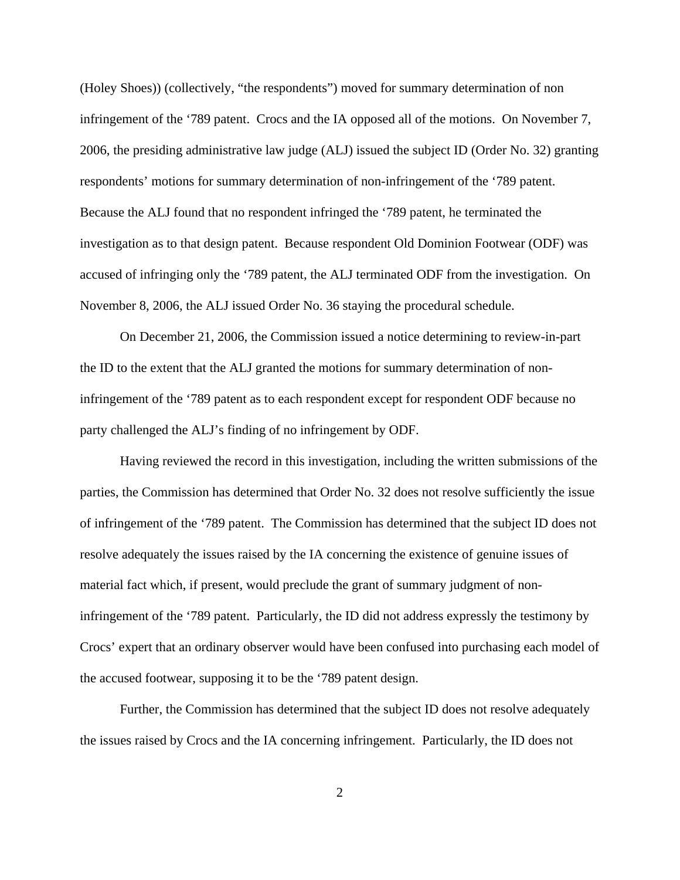(Holey Shoes)) (collectively, "the respondents") moved for summary determination of non infringement of the '789 patent. Crocs and the IA opposed all of the motions. On November 7, 2006, the presiding administrative law judge (ALJ) issued the subject ID (Order No. 32) granting respondents' motions for summary determination of non-infringement of the '789 patent. Because the ALJ found that no respondent infringed the '789 patent, he terminated the investigation as to that design patent. Because respondent Old Dominion Footwear (ODF) was accused of infringing only the '789 patent, the ALJ terminated ODF from the investigation. On November 8, 2006, the ALJ issued Order No. 36 staying the procedural schedule.

On December 21, 2006, the Commission issued a notice determining to review-in-part the ID to the extent that the ALJ granted the motions for summary determination of non-infringement of the '789 patent as to each respondent except for respondent ODF because no party challenged the ALJ's finding of no infringement by ODF.

Having reviewed the record in this investigation, including the written submissions of the parties, the Commission has determined that Order No. 32 does not resolve sufficiently the issue of infringement of the '789 patent. The Commission has determined that the subject ID does not resolve adequately the issues raised by the IA concerning the existence of genuine issues of material fact which, if present, would preclude the grant of summary judgment of non-infringement of the '789 patent. Particularly, the ID did not address expressly the testimony by Crocs' expert that an ordinary observer would have been confused into purchasing each model of the accused footwear, supposing it to be the '789 patent design.

Further, the Commission has determined that the subject ID does not resolve adequately the issues raised by Crocs and the IA concerning infringement. Particularly, the ID does not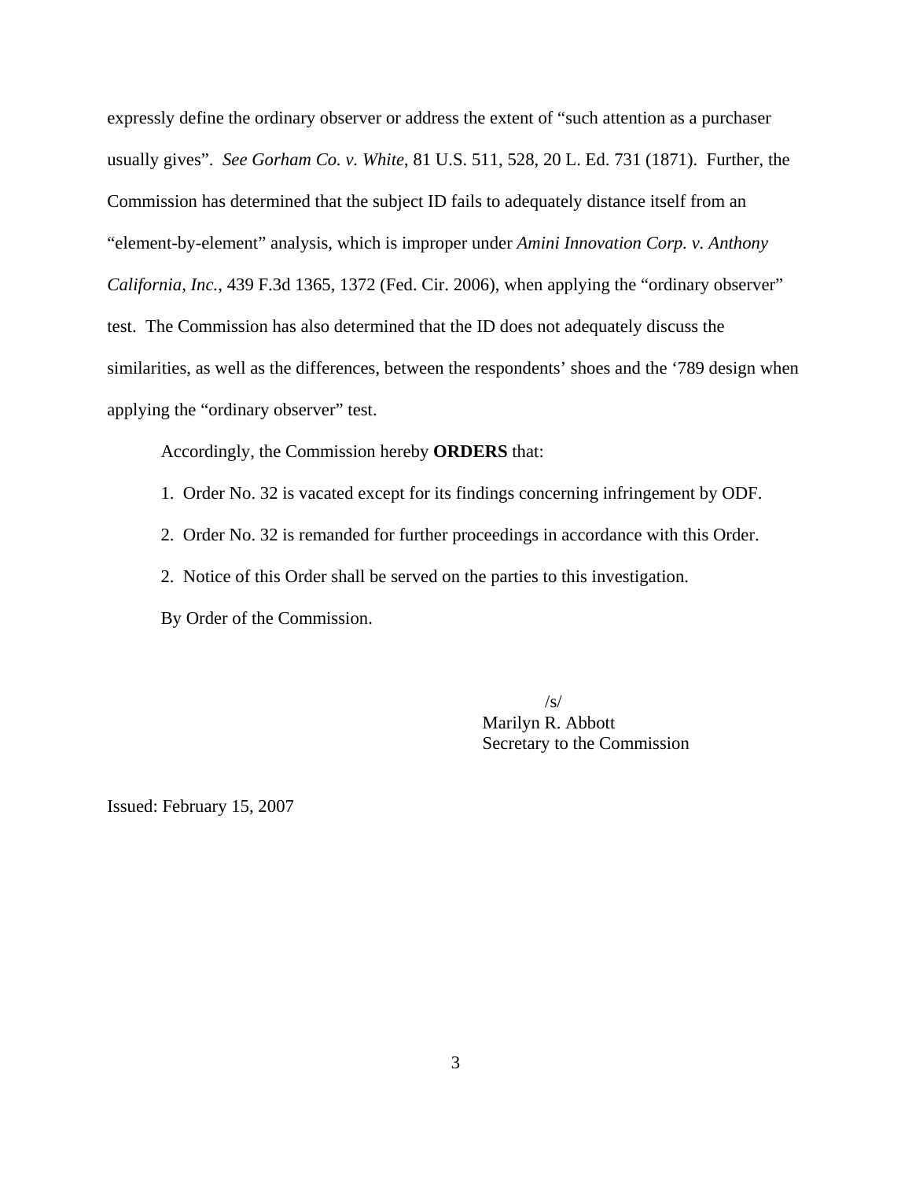expressly define the ordinary observer or address the extent of "such attention as a purchaser usually gives". *See Gorham Co. v. White*, 81 U.S. 511, 528, 20 L. Ed. 731 (1871). Further, the Commission has determined that the subject ID fails to adequately distance itself from an "element-by-element" analysis, which is improper under *Amini Innovation Corp. v. Anthony California, Inc.*, 439 F.3d 1365, 1372 (Fed. Cir. 2006), when applying the "ordinary observer" test. The Commission has also determined that the ID does not adequately discuss the similarities, as well as the differences, between the respondents' shoes and the '789 design when applying the "ordinary observer" test.

Accordingly, the Commission hereby **ORDERS** that:

1. Order No. 32 is vacated except for its findings concerning infringement by ODF.

2. Order No. 32 is remanded for further proceedings in accordance with this Order.

2. Notice of this Order shall be served on the parties to this investigation.

By Order of the Commission.

/s/
Marilyn R. Abbott
Secretary to the Commission

Issued: February 15, 2007